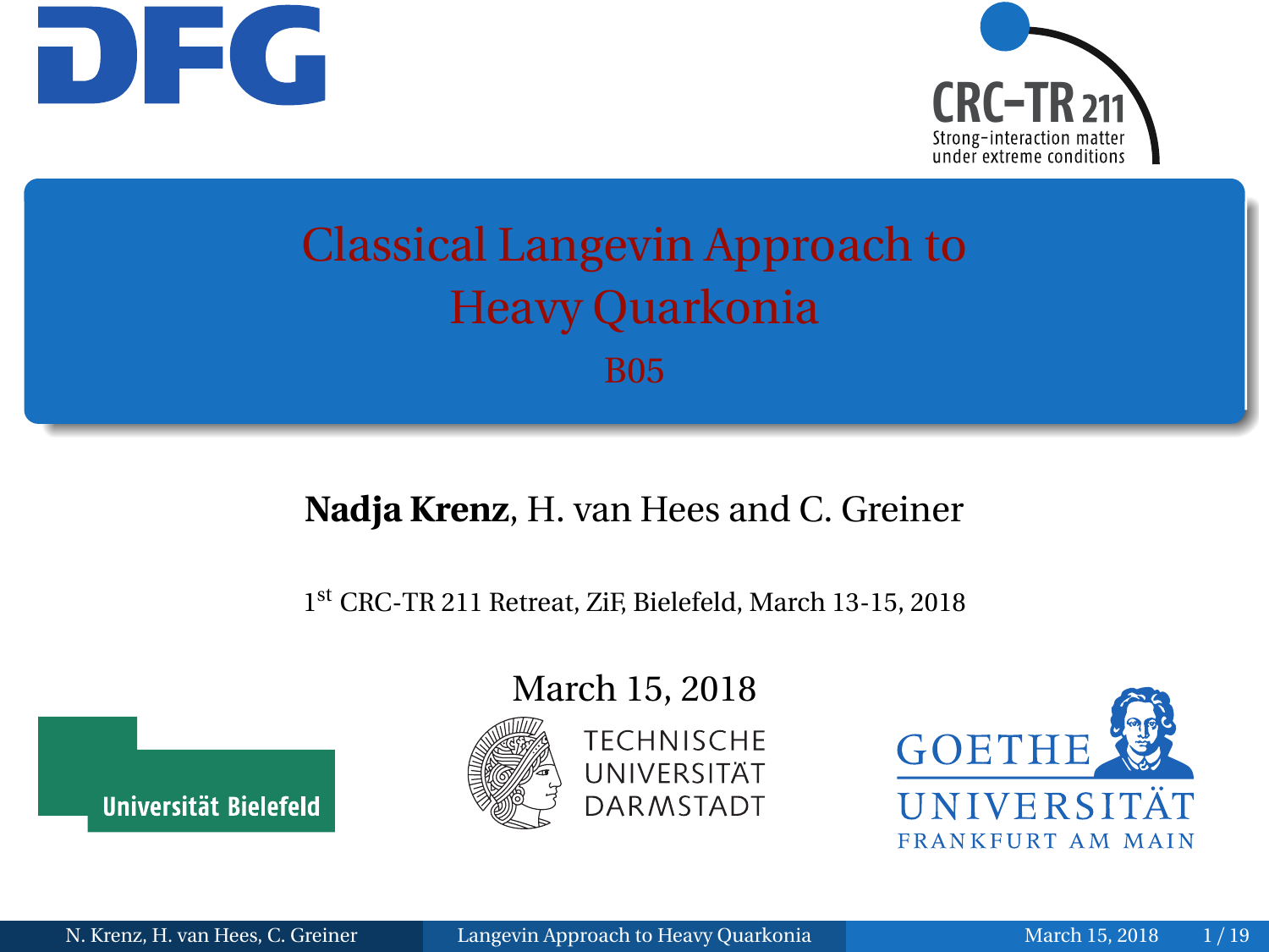# Classical Langevin Approach to Heavy Quarkonia

B05

**Nadja Krenz**, H. van Hees and C. Greiner

1st CRC-TR 211 Retreat, ZiF, Bielefeld, March 13-15, 2018

March 15, 2018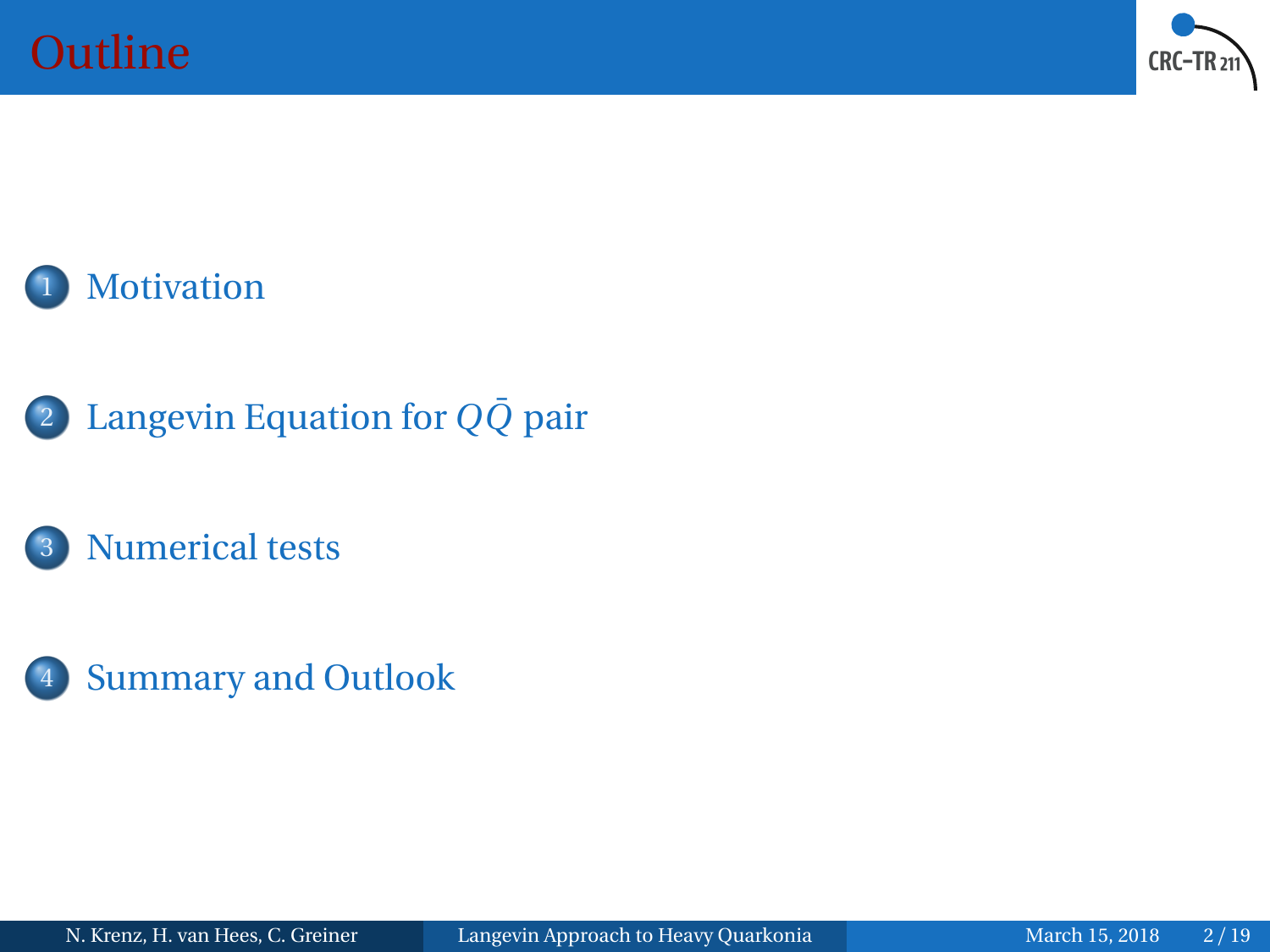# Outline

1. Motivation
2. Langevin Equation for $Q\bar{Q}$ pair
3. Numerical tests
4. Summary and Outlook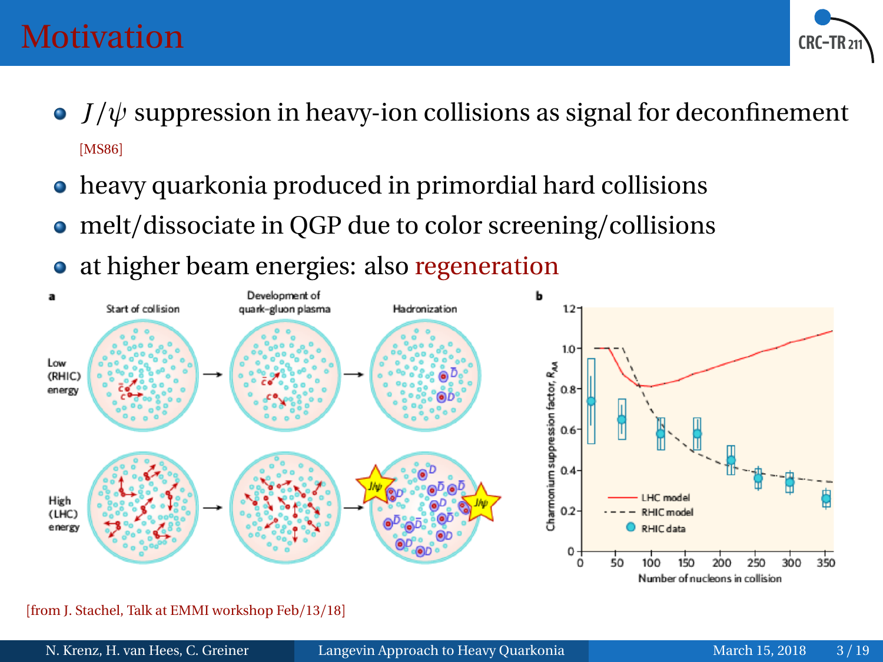# Motivation

- $J/\psi$ suppression in heavy-ion collisions as signal for deconfinement [MS86]
- heavy quarkonia produced in primordial hard collisions
- melt/dissociate in QGP due to color screening/collisions
- at higher beam energies: also regeneration

[from J. Stachel, Talk at EMMI workshop Feb/13/18]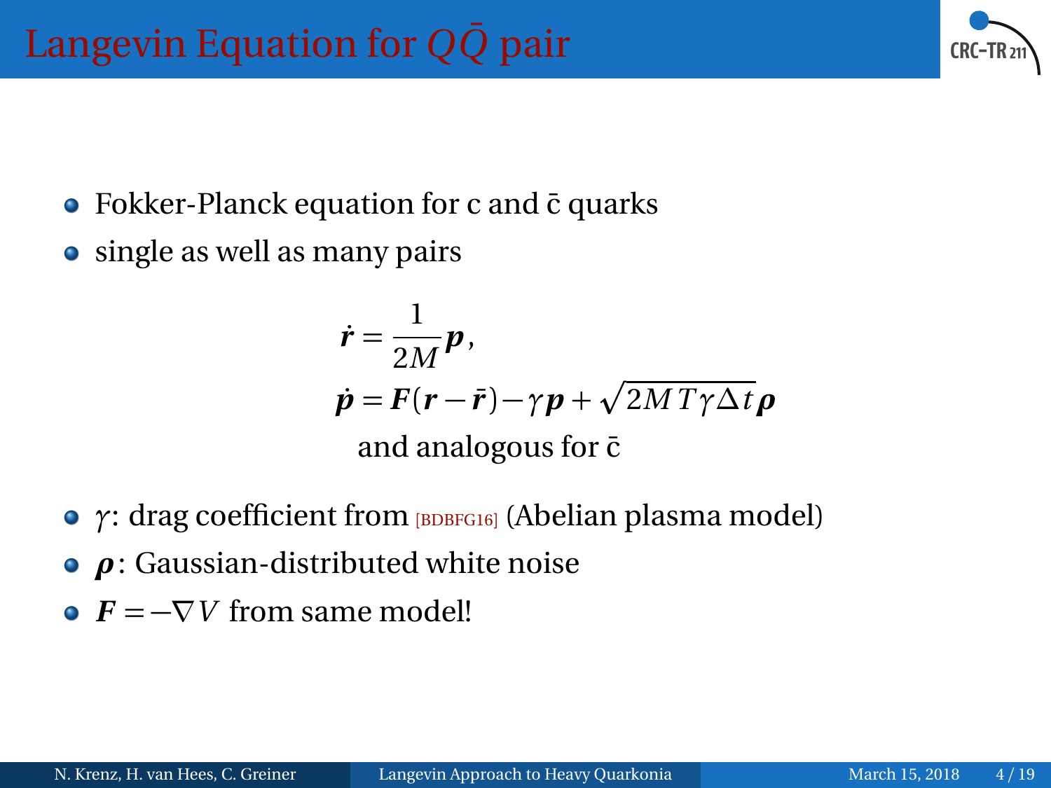# Langevin Equation for $Q\bar{Q}$ pair

- Fokker-Planck equation for c and c̄ quarks
- single as well as many pairs

$$\dot{\boldsymbol{r}} = \frac{1}{2M}\boldsymbol{p},$$
$$\dot{\boldsymbol{p}} = \boldsymbol{F}(\boldsymbol{r}-\bar{\boldsymbol{r}}) - \gamma \boldsymbol{p} + \sqrt{2MT\gamma\Delta t}\,\boldsymbol{\rho}$$

and analogous for c̄

- $\gamma$: drag coefficient from [BDBFG16] (Abelian plasma model)
- $\boldsymbol{\rho}$: Gaussian-distributed white noise
- $\boldsymbol{F} = -\nabla V$ from same model!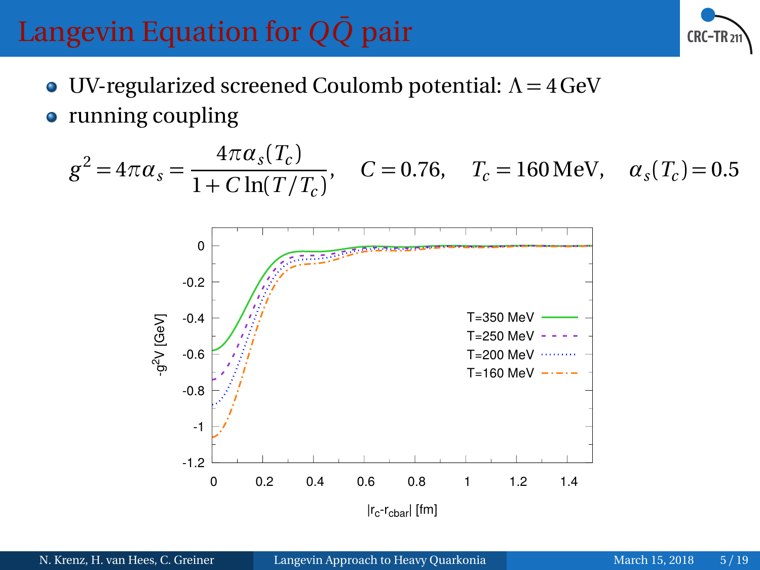# Langevin Equation for $Q\bar{Q}$ pair

- UV-regularized screened Coulomb potential: $\Lambda = 4\,\text{GeV}$
- running coupling

$$g^2 = 4\pi\alpha_s = \frac{4\pi\alpha_s(T_c)}{1 + C\ln(T/T_c)}, \quad C = 0.76, \quad T_c = 160\,\text{MeV}, \quad \alpha_s(T_c) = 0.5$$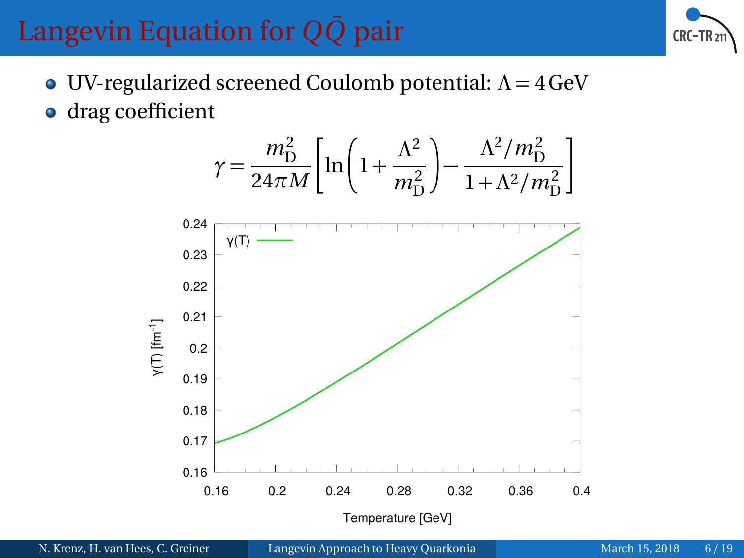# Langevin Equation for $Q\bar{Q}$ pair

- UV-regularized screened Coulomb potential: $\Lambda = 4\,\text{GeV}$
- drag coefficient

$$\gamma = \frac{m_D^2}{24\pi M}\left[\ln\left(1+\frac{\Lambda^2}{m_D^2}\right) - \frac{\Lambda^2/m_D^2}{1+\Lambda^2/m_D^2}\right]$$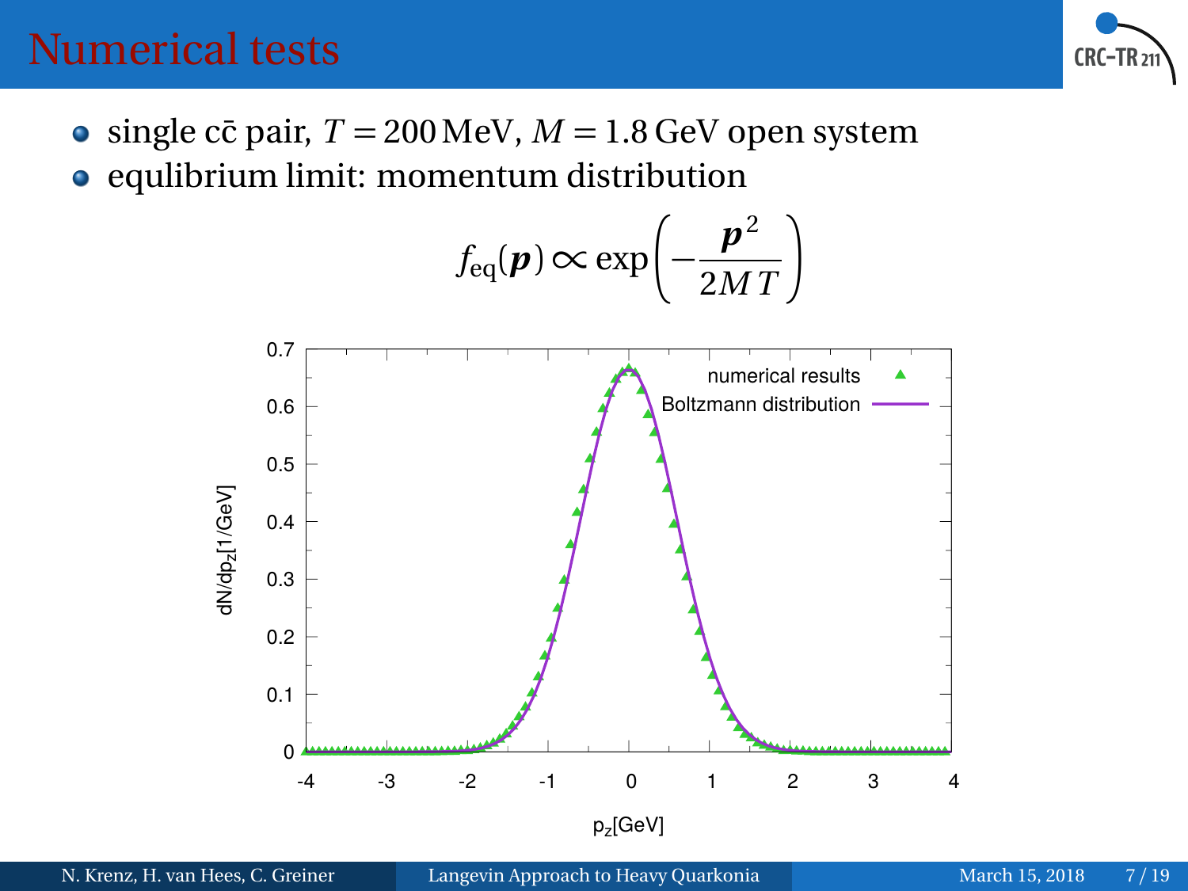# Numerical tests

- single $c\bar{c}$ pair, $T = 200\,\text{MeV}$, $M = 1.8\,\text{GeV}$ open system
- equlibrium limit: momentum distribution

$$f_{\text{eq}}(\boldsymbol{p}) \propto \exp\left(-\frac{\boldsymbol{p}^2}{2MT}\right)$$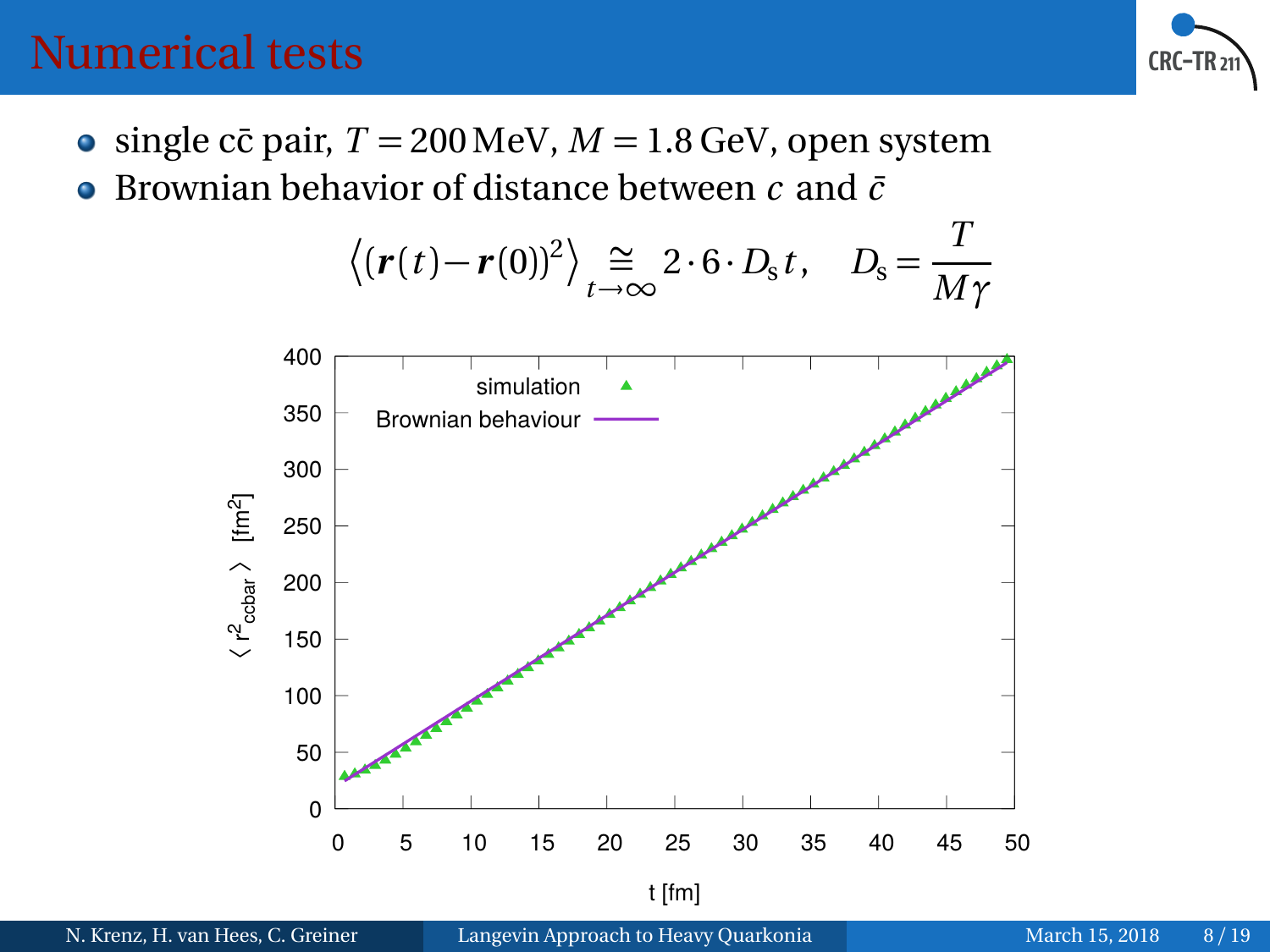# Numerical tests

- single $c\bar{c}$ pair, $T = 200\,\mathrm{MeV}$, $M = 1.8\,\mathrm{GeV}$, open system
- Brownian behavior of distance between $c$ and $\bar{c}$

$$\left\langle (\boldsymbol{r}(t) - \boldsymbol{r}(0))^2 \right\rangle \underset{t\to\infty}{\cong} 2 \cdot 6 \cdot D_{\mathrm{s}}\, t, \quad D_{\mathrm{s}} = \frac{T}{M\gamma}$$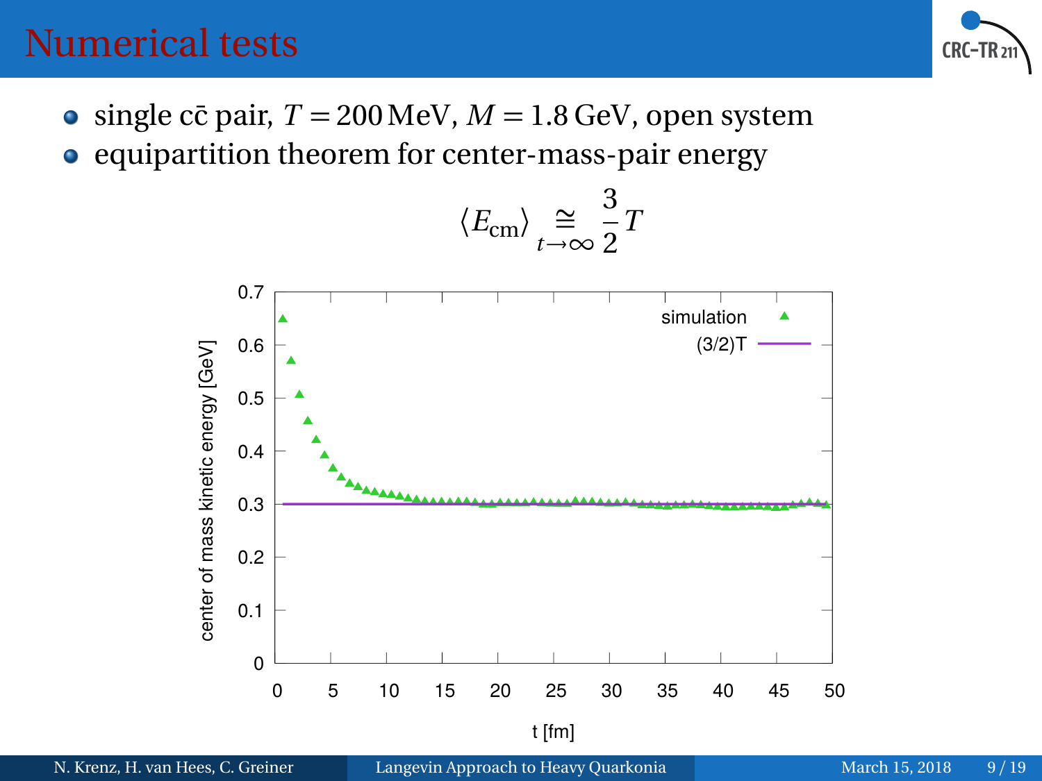# Numerical tests

- single $c\bar{c}$ pair, $T = 200\,\text{MeV}$, $M = 1.8\,\text{GeV}$, open system
- equipartition theorem for center-mass-pair energy

$$\langle E_{\text{cm}} \rangle \underset{t\to\infty}{\cong} \frac{3}{2}T$$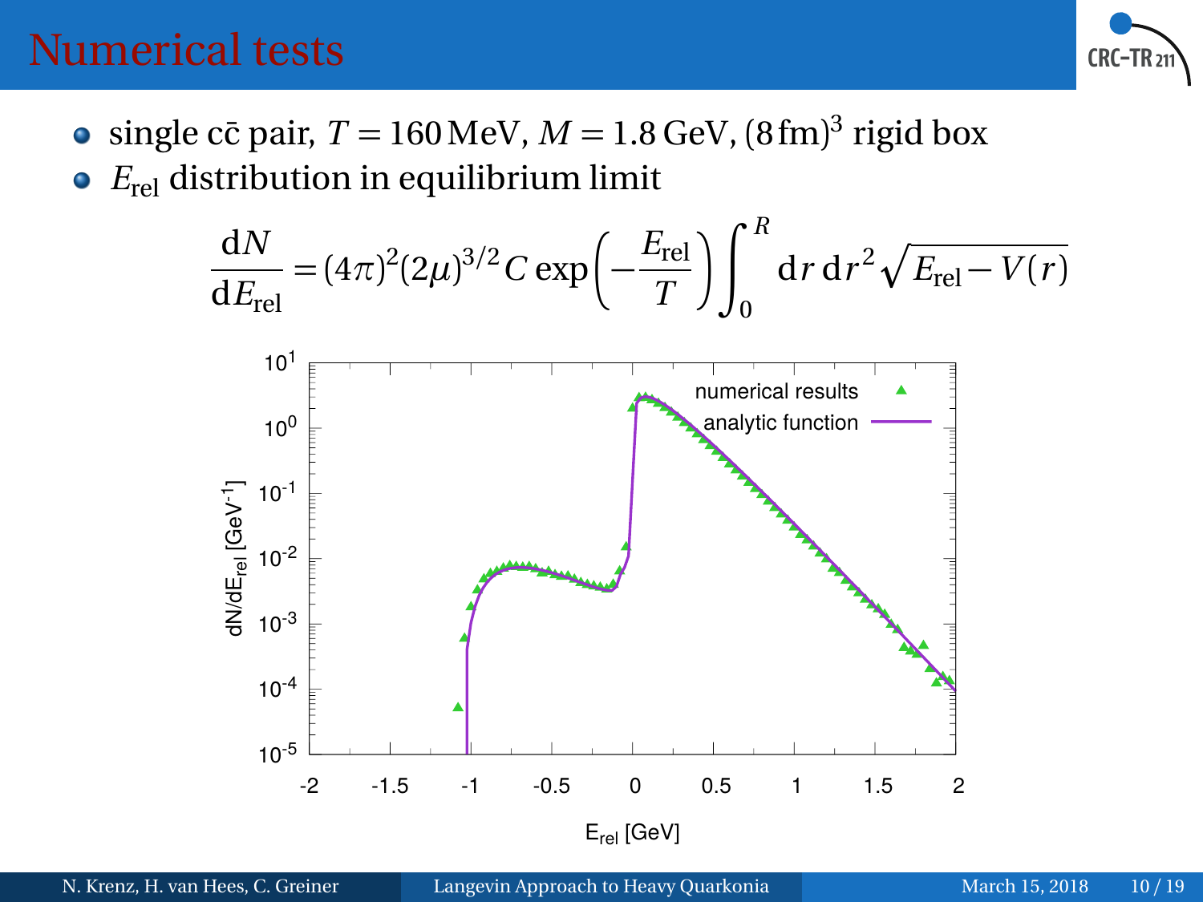# Numerical tests

- single $c\bar{c}$ pair, $T = 160\,\text{MeV}$, $M = 1.8\,\text{GeV}$, $(8\,\text{fm})^3$ rigid box
- $E_{\text{rel}}$ distribution in equilibrium limit

$$\frac{\mathrm{d}N}{\mathrm{d}E_{\text{rel}}} = (4\pi)^2 (2\mu)^{3/2} C \exp\left(-\frac{E_{\text{rel}}}{T}\right) \int_0^R \mathrm{d}r\,\mathrm{d}r^2 \sqrt{E_{\text{rel}} - V(r)}$$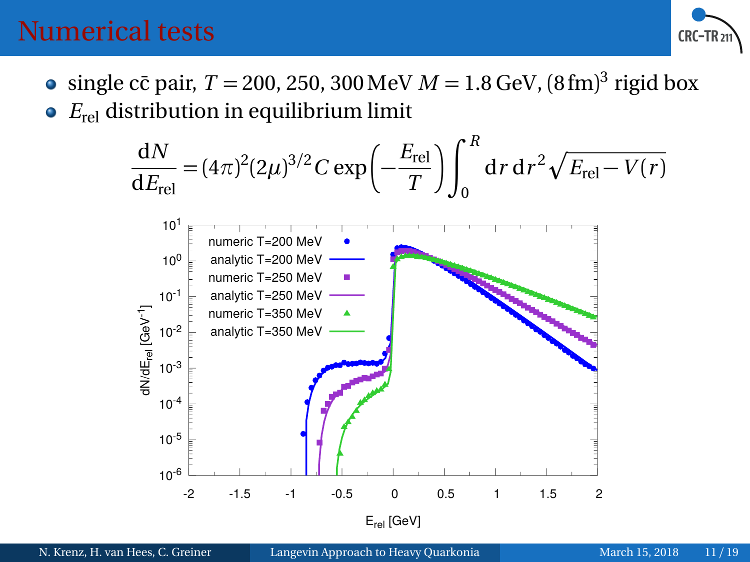# Numerical tests

- single $c\bar{c}$ pair, $T = 200, 250, 300\,\text{MeV}$ $M = 1.8\,\text{GeV}$, $(8\,\text{fm})^3$ rigid box
- $E_{\text{rel}}$ distribution in equilibrium limit

$$\frac{\mathrm{d}N}{\mathrm{d}E_{\text{rel}}} = (4\pi)^2 (2\mu)^{3/2} C \exp\left(-\frac{E_{\text{rel}}}{T}\right) \int_0^R \mathrm{d}r\, \mathrm{d}r^2 \sqrt{E_{\text{rel}} - V(r)}$$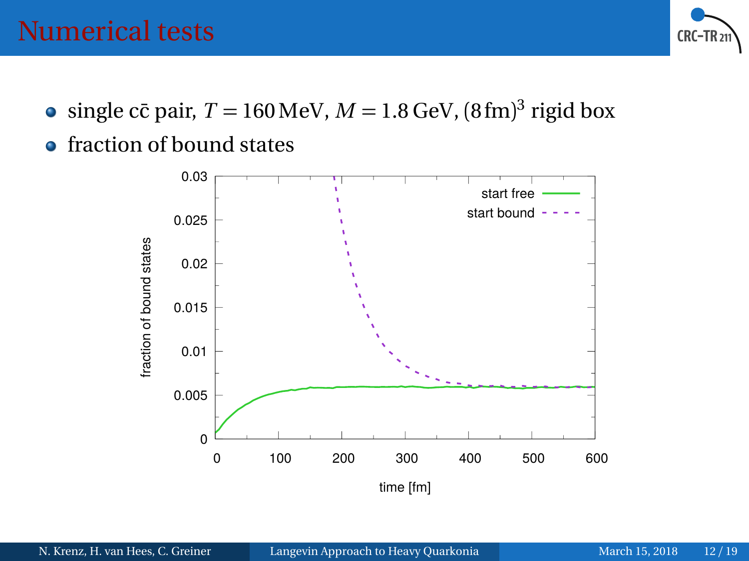# Numerical tests

- single $c\bar{c}$ pair, $T = 160\,\text{MeV}$, $M = 1.8\,\text{GeV}$, $(8\,\text{fm})^3$ rigid box
- fraction of bound states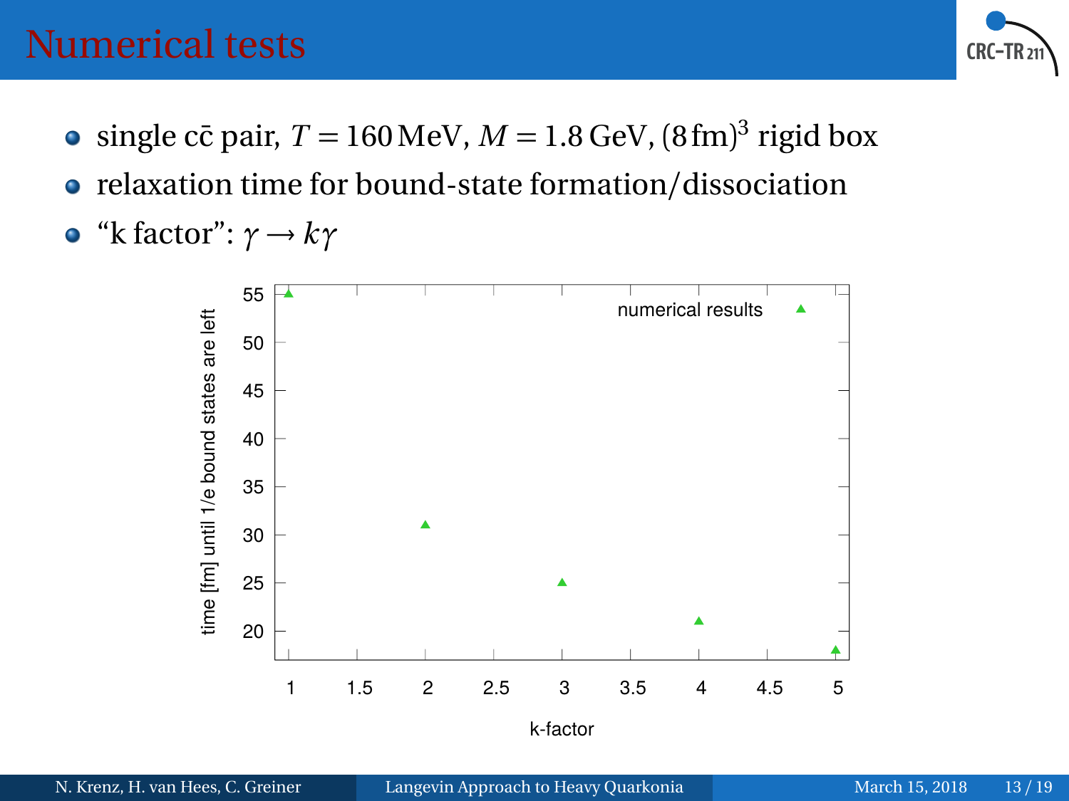# Numerical tests

- single $c\bar{c}$ pair, $T = 160\,\text{MeV}$, $M = 1.8\,\text{GeV}$, $(8\,\text{fm})^3$ rigid box
- relaxation time for bound-state formation/dissociation
- "k factor": $\gamma \to k\gamma$

| k-factor | time [fm] until 1/e bound states are left |
|---|---|
| 1 | 55 |
| 2 | 31 |
| 3 | 25 |
| 4 | 21 |
| 5 | 18 |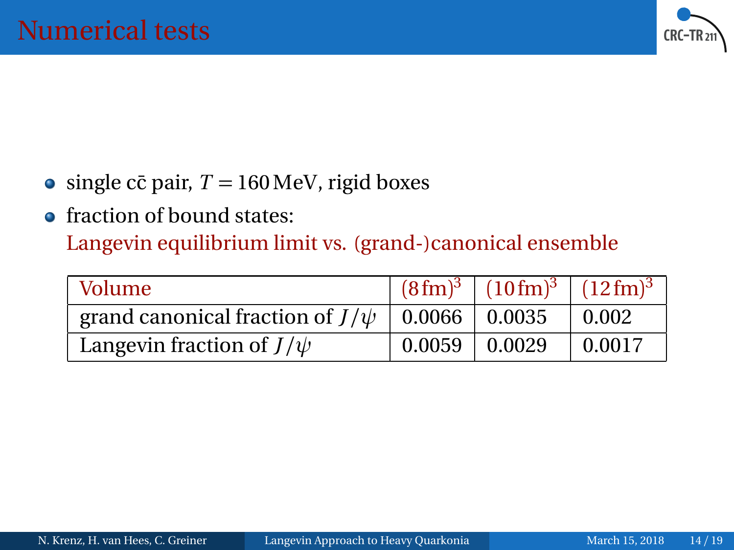# Numerical tests

- single $c\bar{c}$ pair, $T = 160\,\mathrm{MeV}$, rigid boxes
- fraction of bound states:
  Langevin equilibrium limit vs. (grand-)canonical ensemble

| Volume | $(8\,\mathrm{fm})^3$ | $(10\,\mathrm{fm})^3$ | $(12\,\mathrm{fm})^3$ |
|---|---|---|---|
| grand canonical fraction of $J/\psi$ | 0.0066 | 0.0035 | 0.002 |
| Langevin fraction of $J/\psi$ | 0.0059 | 0.0029 | 0.0017 |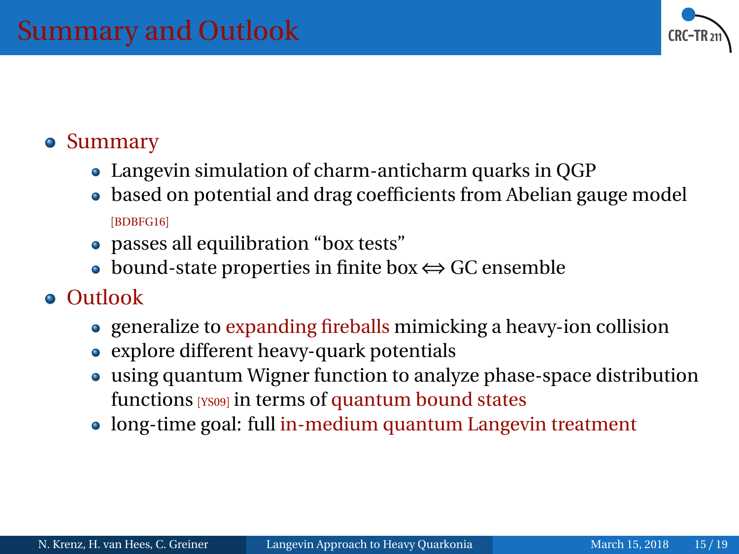# Summary and Outlook

- Summary
  - Langevin simulation of charm-anticharm quarks in QGP
  - based on potential and drag coefficients from Abelian gauge model [BDBFG16]
  - passes all equilibration "box tests"
  - bound-state properties in finite box $\Leftrightarrow$ GC ensemble
- Outlook
  - generalize to expanding fireballs mimicking a heavy-ion collision
  - explore different heavy-quark potentials
  - using quantum Wigner function to analyze phase-space distribution functions [YS09] in terms of quantum bound states
  - long-time goal: full in-medium quantum Langevin treatment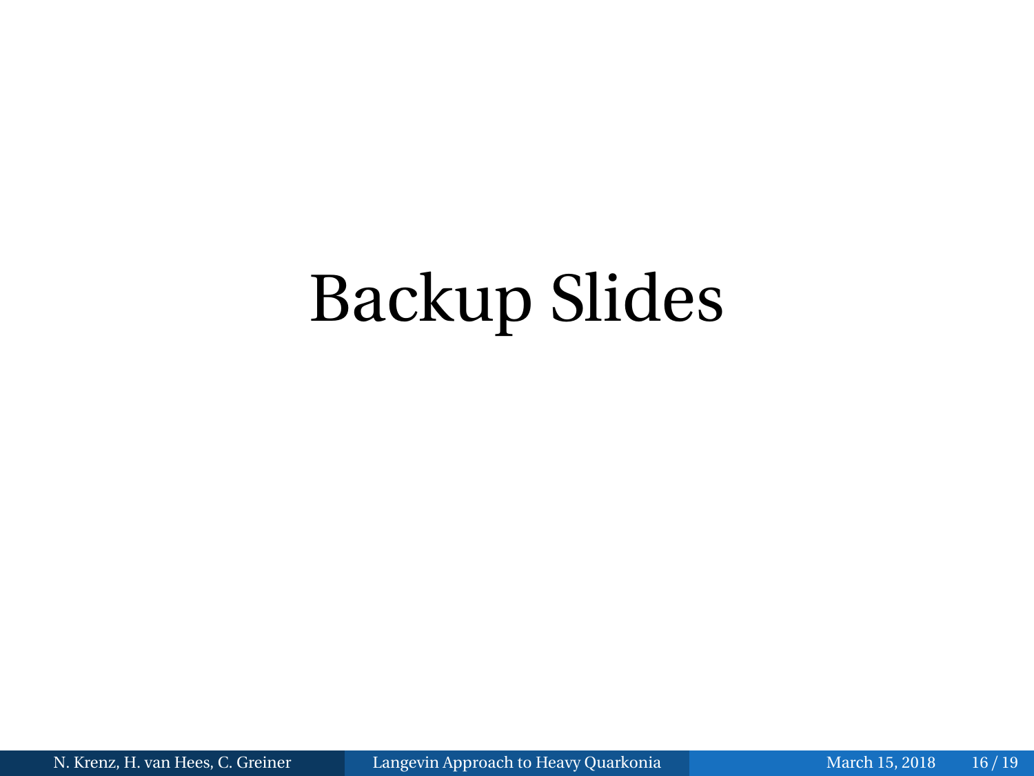# Backup Slides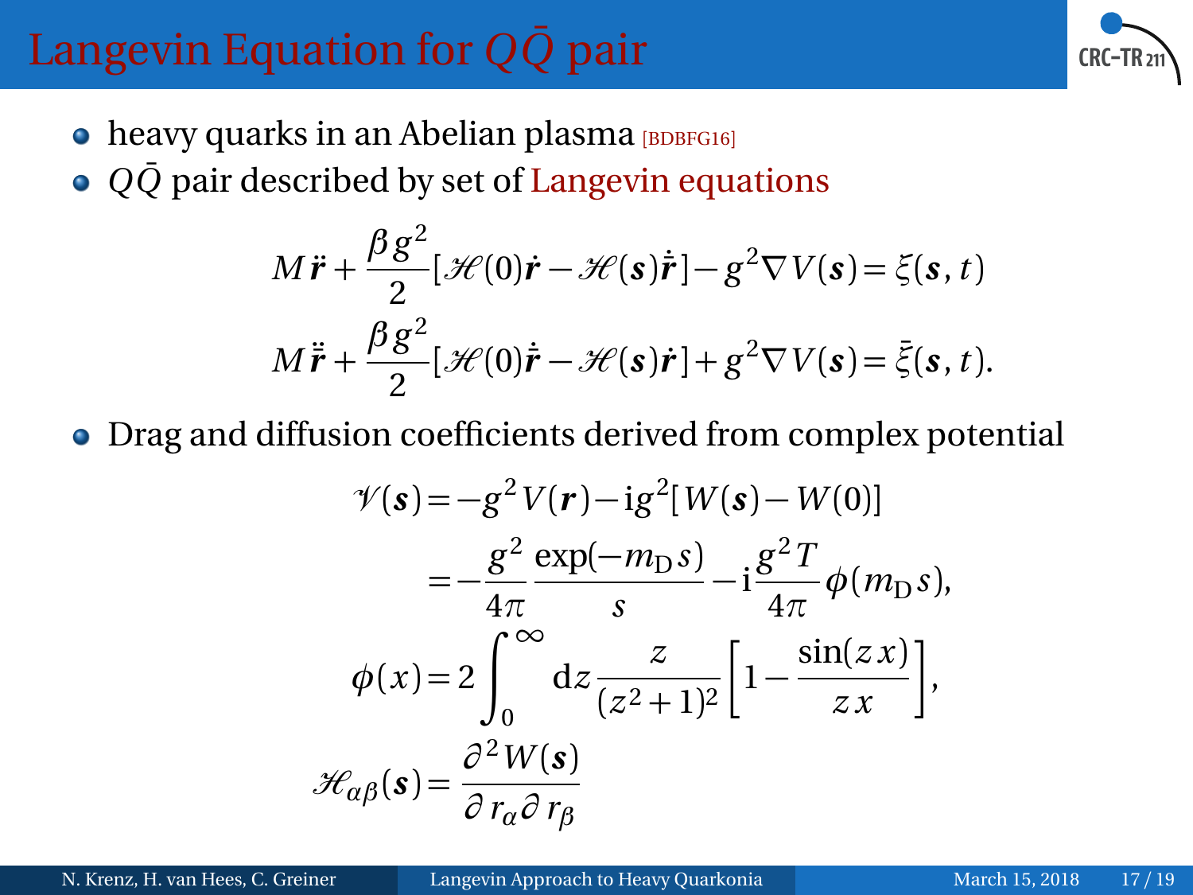# Langevin Equation for $Q\bar{Q}$ pair

- heavy quarks in an Abelian plasma [BDBFG16]
- $Q\bar{Q}$ pair described by set of Langevin equations

$$M\ddot{\boldsymbol{r}} + \frac{\beta g^2}{2}[\mathscr{H}(0)\dot{\boldsymbol{r}} - \mathscr{H}(\boldsymbol{s})\dot{\bar{\boldsymbol{r}}}] - g^2\nabla V(\boldsymbol{s}) = \xi(\boldsymbol{s},t)$$

$$M\ddot{\bar{\boldsymbol{r}}} + \frac{\beta g^2}{2}[\mathscr{H}(0)\dot{\bar{\boldsymbol{r}}} - \mathscr{H}(\boldsymbol{s})\dot{\boldsymbol{r}}] + g^2\nabla V(\boldsymbol{s}) = \bar{\xi}(\boldsymbol{s},t).$$

- Drag and diffusion coefficients derived from complex potential

$$\begin{aligned}
\mathscr{V}(\boldsymbol{s}) &= -g^2 V(\boldsymbol{r}) - \mathrm{i}g^2[W(\boldsymbol{s}) - W(0)] \\
&= -\frac{g^2}{4\pi}\frac{\exp(-m_\mathrm{D} s)}{s} - \mathrm{i}\frac{g^2 T}{4\pi}\phi(m_\mathrm{D} s), \\
\phi(x) &= 2\int_0^\infty \mathrm{d}z \frac{z}{(z^2+1)^2}\left[1 - \frac{\sin(zx)}{zx}\right], \\
\mathscr{H}_{\alpha\beta}(\boldsymbol{s}) &= \frac{\partial^2 W(\boldsymbol{s})}{\partial r_\alpha \partial r_\beta}
\end{aligned}$$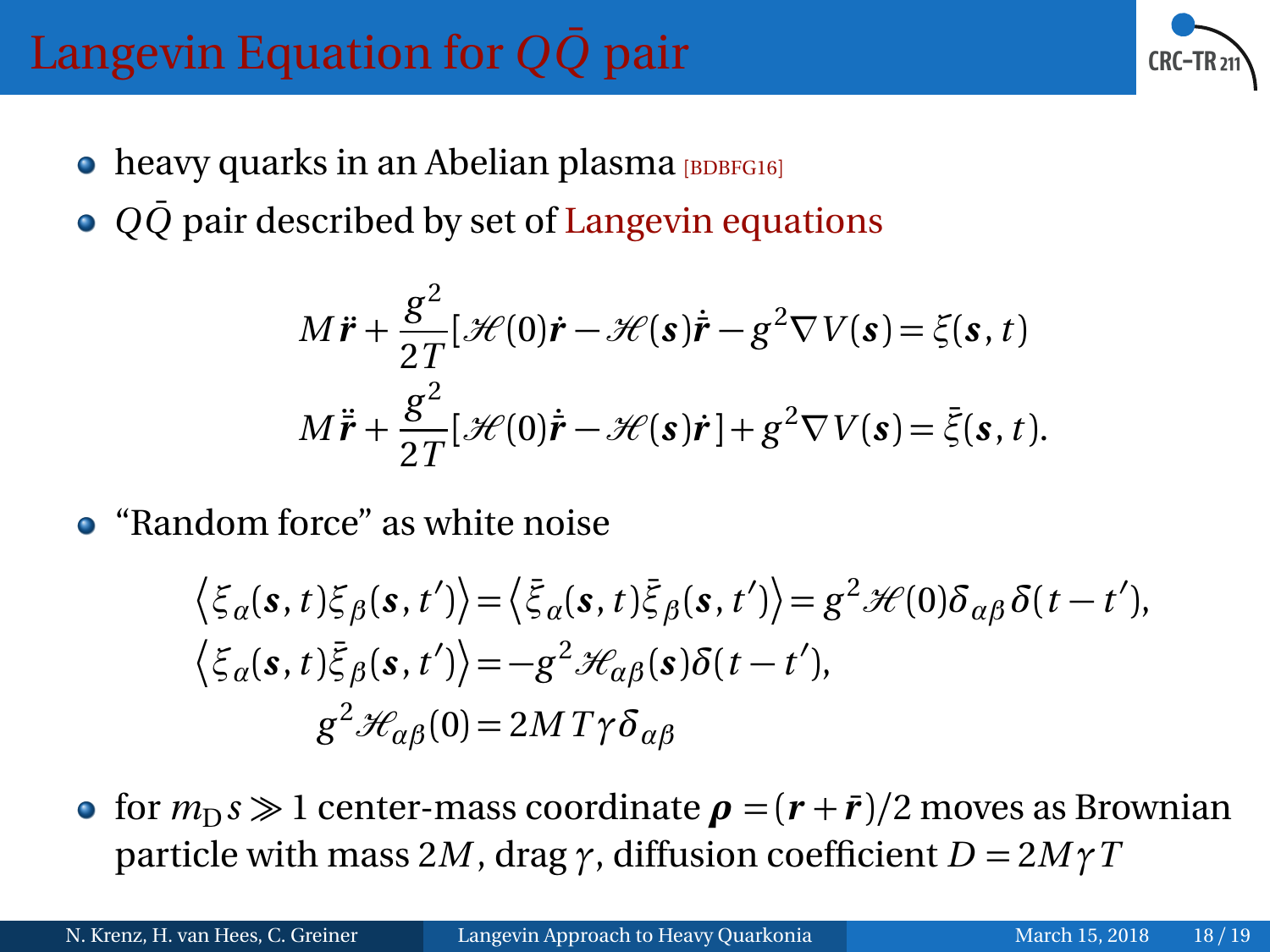# Langevin Equation for $Q\bar{Q}$ pair

- heavy quarks in an Abelian plasma [BDBFG16]
- $Q\bar{Q}$ pair described by set of Langevin equations

$$
\begin{aligned}
M\ddot{\boldsymbol{r}} + \frac{g^2}{2T}[\mathscr{H}(0)\dot{\boldsymbol{r}} - \mathscr{H}(\boldsymbol{s})\dot{\bar{\boldsymbol{r}}} - g^2\nabla V(\boldsymbol{s}) = \xi(\boldsymbol{s},t) \\
M\ddot{\bar{\boldsymbol{r}}} + \frac{g^2}{2T}[\mathscr{H}(0)\dot{\bar{\boldsymbol{r}}} - \mathscr{H}(\boldsymbol{s})\dot{\boldsymbol{r}}] + g^2\nabla V(\boldsymbol{s}) = \bar{\xi}(\boldsymbol{s},t).
\end{aligned}
$$

- “Random force” as white noise

$$
\begin{aligned}
\left\langle \xi_\alpha(\boldsymbol{s},t)\xi_\beta(\boldsymbol{s},t')\right\rangle &= \left\langle \bar{\xi}_\alpha(\boldsymbol{s},t)\bar{\xi}_\beta(\boldsymbol{s},t')\right\rangle = g^2\mathscr{H}(0)\delta_{\alpha\beta}\delta(t-t'), \\
\left\langle \xi_\alpha(\boldsymbol{s},t)\bar{\xi}_\beta(\boldsymbol{s},t')\right\rangle &= -g^2\mathscr{H}_{\alpha\beta}(\boldsymbol{s})\delta(t-t'), \\
g^2\mathscr{H}_{\alpha\beta}(0) &= 2MT\gamma\delta_{\alpha\beta}
\end{aligned}
$$

- for $m_{\mathrm{D}}s \gg 1$ center-mass coordinate $\boldsymbol{\rho} = (\boldsymbol{r} + \bar{\boldsymbol{r}})/2$ moves as Brownian particle with mass $2M$, drag $\gamma$, diffusion coefficient $D = 2M\gamma T$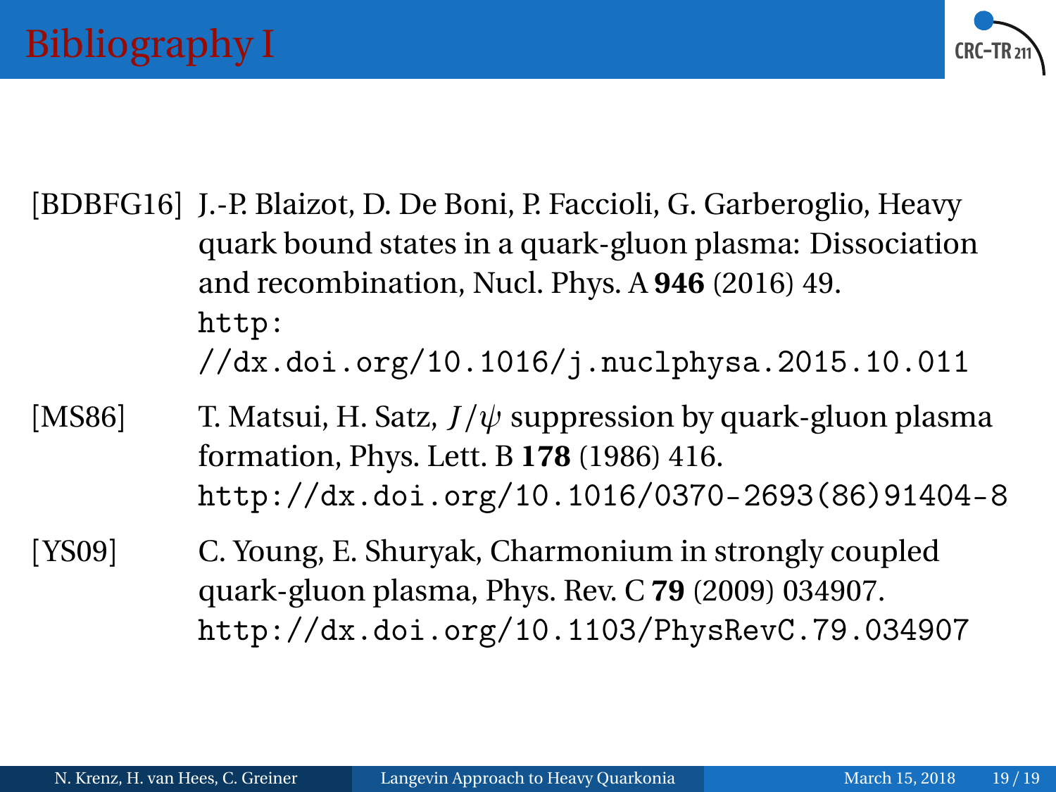# Bibliography I

[BDBFG16] J.-P. Blaizot, D. De Boni, P. Faccioli, G. Garberoglio, Heavy quark bound states in a quark-gluon plasma: Dissociation and recombination, Nucl. Phys. A **946** (2016) 49. `http://dx.doi.org/10.1016/j.nuclphysa.2015.10.011`

[MS86] T. Matsui, H. Satz, $J/\psi$ suppression by quark-gluon plasma formation, Phys. Lett. B **178** (1986) 416. `http://dx.doi.org/10.1016/0370-2693(86)91404-8`

[YS09] C. Young, E. Shuryak, Charmonium in strongly coupled quark-gluon plasma, Phys. Rev. C **79** (2009) 034907. `http://dx.doi.org/10.1103/PhysRevC.79.034907`